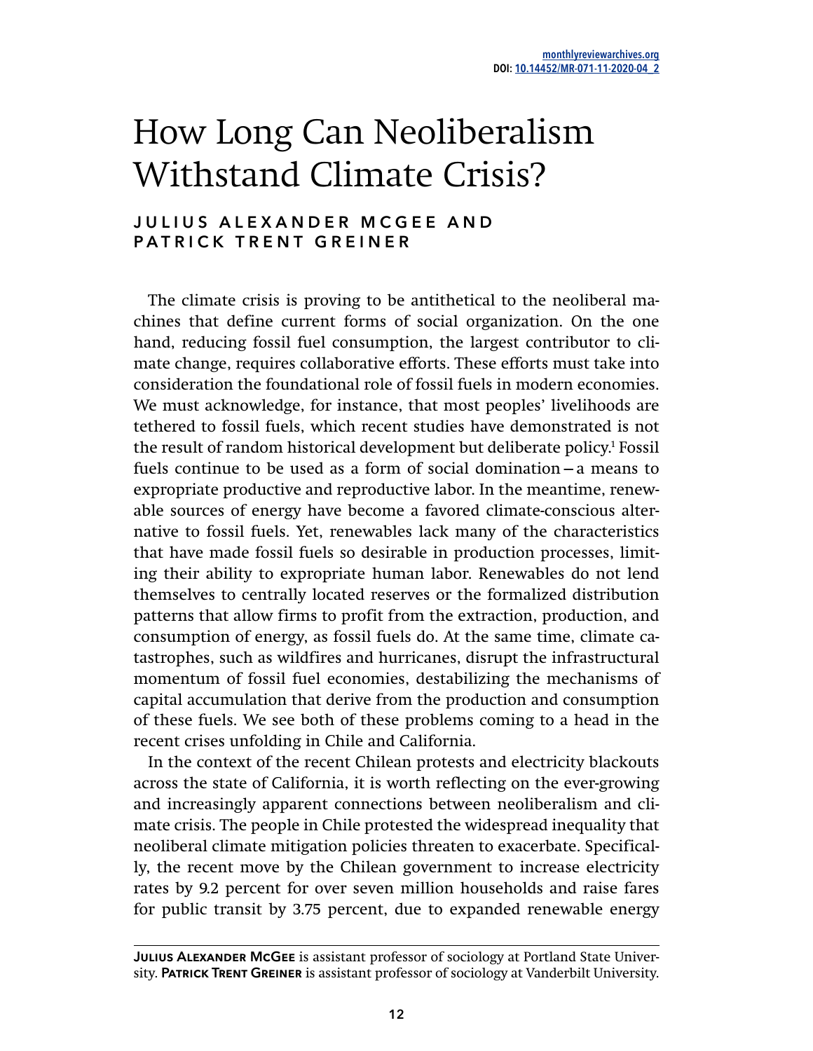# How Long Can Neoliberalism Withstand Climate Crisis?

## JULIUS ALEXANDER MCGEE AND PATRICK TRENT GREINER

The climate crisis is proving to be antithetical to the neoliberal machines that define current forms of social organization. On the one hand, reducing fossil fuel consumption, the largest contributor to climate change, requires collaborative efforts. These efforts must take into consideration the foundational role of fossil fuels in modern economies. We must acknowledge, for instance, that most peoples' livelihoods are tethered to fossil fuels, which recent studies have demonstrated is not the result of random historical development but deliberate policy.[1] Fossil fuels continue to be used as a form of social domination—a means to expropriate productive and reproductive labor. In the meantime, renewable sources of energy have become a favored climate-conscious alternative to fossil fuels. Yet, renewables lack many of the characteristics that have made fossil fuels so desirable in production processes, limiting their ability to expropriate human labor. Renewables do not lend themselves to centrally located reserves or the formalized distribution patterns that allow firms to profit from the extraction, production, and consumption of energy, as fossil fuels do. At the same time, climate catastrophes, such as wildfires and hurricanes, disrupt the infrastructural momentum of fossil fuel economies, destabilizing the mechanisms of capital accumulation that derive from the production and consumption of these fuels. We see both of these problems coming to a head in the recent crises unfolding in Chile and California.

In the context of the recent Chilean protests and electricity blackouts across the state of California, it is worth reflecting on the ever-growing and increasingly apparent connections between neoliberalism and climate crisis. The people in Chile protested the widespread inequality that neoliberal climate mitigation policies threaten to exacerbate. Specifically, the recent move by the Chilean government to increase electricity rates by 9.2 percent for over seven million households and raise fares for public transit by 3.75 percent, due to expanded renewable energy

---

**JULIUS ALEXANDER MCGEE** is assistant professor of sociology at Portland State University. **PATRICK TRENT GREINER** is assistant professor of sociology at Vanderbilt University.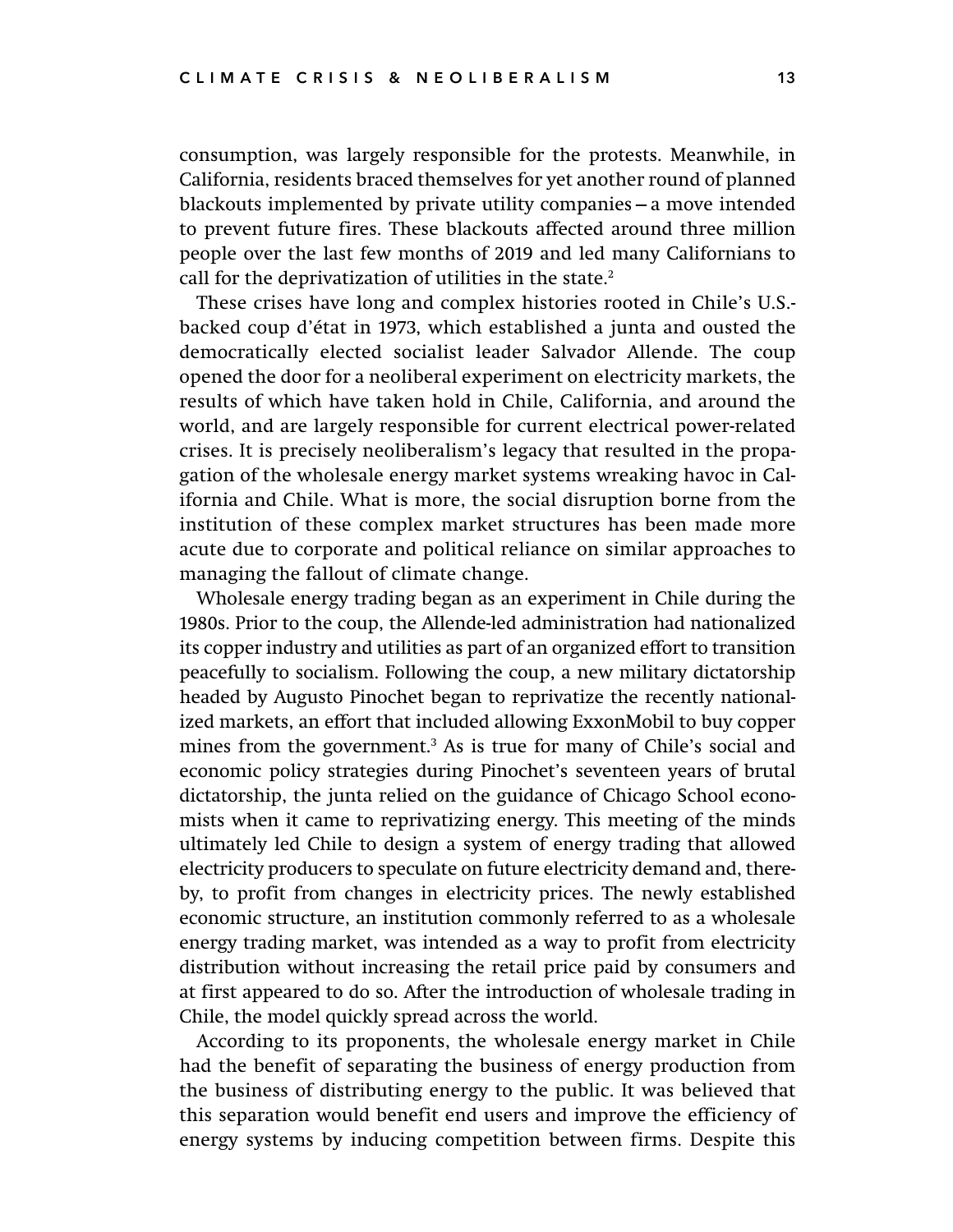consumption, was largely responsible for the protests. Meanwhile, in California, residents braced themselves for yet another round of planned blackouts implemented by private utility companies—a move intended to prevent future fires. These blackouts affected around three million people over the last few months of 2019 and led many Californians to call for the deprivatization of utilities in the state.[2]

These crises have long and complex histories rooted in Chile's U.S.-backed coup d'état in 1973, which established a junta and ousted the democratically elected socialist leader Salvador Allende. The coup opened the door for a neoliberal experiment on electricity markets, the results of which have taken hold in Chile, California, and around the world, and are largely responsible for current electrical power-related crises. It is precisely neoliberalism's legacy that resulted in the propagation of the wholesale energy market systems wreaking havoc in California and Chile. What is more, the social disruption borne from the institution of these complex market structures has been made more acute due to corporate and political reliance on similar approaches to managing the fallout of climate change.

Wholesale energy trading began as an experiment in Chile during the 1980s. Prior to the coup, the Allende-led administration had nationalized its copper industry and utilities as part of an organized effort to transition peacefully to socialism. Following the coup, a new military dictatorship headed by Augusto Pinochet began to reprivatize the recently nationalized markets, an effort that included allowing ExxonMobil to buy copper mines from the government.[3] As is true for many of Chile's social and economic policy strategies during Pinochet's seventeen years of brutal dictatorship, the junta relied on the guidance of Chicago School economists when it came to reprivatizing energy. This meeting of the minds ultimately led Chile to design a system of energy trading that allowed electricity producers to speculate on future electricity demand and, thereby, to profit from changes in electricity prices. The newly established economic structure, an institution commonly referred to as a wholesale energy trading market, was intended as a way to profit from electricity distribution without increasing the retail price paid by consumers and at first appeared to do so. After the introduction of wholesale trading in Chile, the model quickly spread across the world.

According to its proponents, the wholesale energy market in Chile had the benefit of separating the business of energy production from the business of distributing energy to the public. It was believed that this separation would benefit end users and improve the efficiency of energy systems by inducing competition between firms. Despite this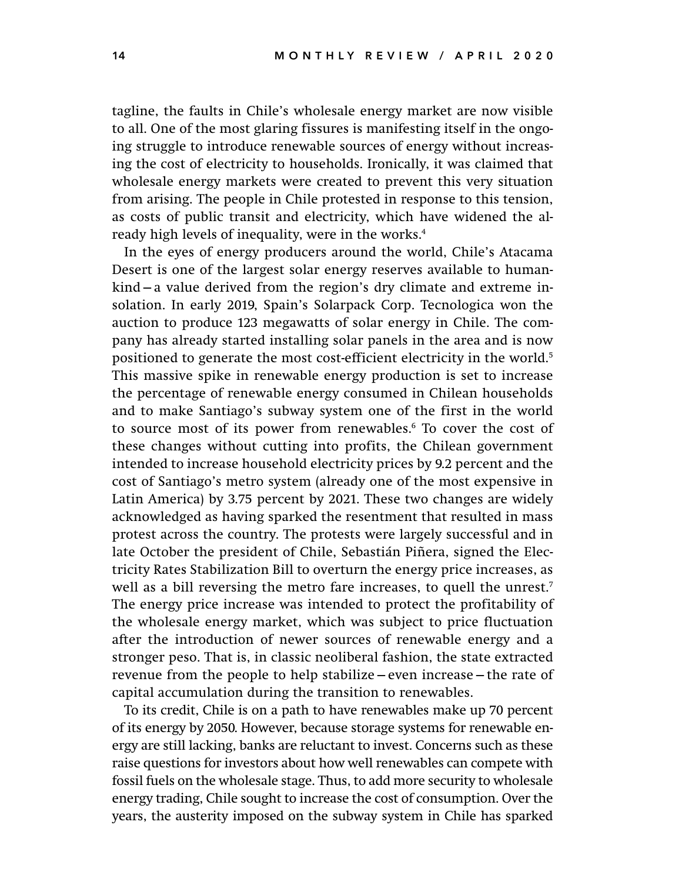tagline, the faults in Chile's wholesale energy market are now visible to all. One of the most glaring fissures is manifesting itself in the ongoing struggle to introduce renewable sources of energy without increasing the cost of electricity to households. Ironically, it was claimed that wholesale energy markets were created to prevent this very situation from arising. The people in Chile protested in response to this tension, as costs of public transit and electricity, which have widened the already high levels of inequality, were in the works.[4]

In the eyes of energy producers around the world, Chile's Atacama Desert is one of the largest solar energy reserves available to humankind—a value derived from the region's dry climate and extreme insolation. In early 2019, Spain's Solarpack Corp. Tecnologica won the auction to produce 123 megawatts of solar energy in Chile. The company has already started installing solar panels in the area and is now positioned to generate the most cost-efficient electricity in the world.[5] This massive spike in renewable energy production is set to increase the percentage of renewable energy consumed in Chilean households and to make Santiago's subway system one of the first in the world to source most of its power from renewables.[6] To cover the cost of these changes without cutting into profits, the Chilean government intended to increase household electricity prices by 9.2 percent and the cost of Santiago's metro system (already one of the most expensive in Latin America) by 3.75 percent by 2021. These two changes are widely acknowledged as having sparked the resentment that resulted in mass protest across the country. The protests were largely successful and in late October the president of Chile, Sebastián Piñera, signed the Electricity Rates Stabilization Bill to overturn the energy price increases, as well as a bill reversing the metro fare increases, to quell the unrest.[7] The energy price increase was intended to protect the profitability of the wholesale energy market, which was subject to price fluctuation after the introduction of newer sources of renewable energy and a stronger peso. That is, in classic neoliberal fashion, the state extracted revenue from the people to help stabilize—even increase—the rate of capital accumulation during the transition to renewables.

To its credit, Chile is on a path to have renewables make up 70 percent of its energy by 2050. However, because storage systems for renewable energy are still lacking, banks are reluctant to invest. Concerns such as these raise questions for investors about how well renewables can compete with fossil fuels on the wholesale stage. Thus, to add more security to wholesale energy trading, Chile sought to increase the cost of consumption. Over the years, the austerity imposed on the subway system in Chile has sparked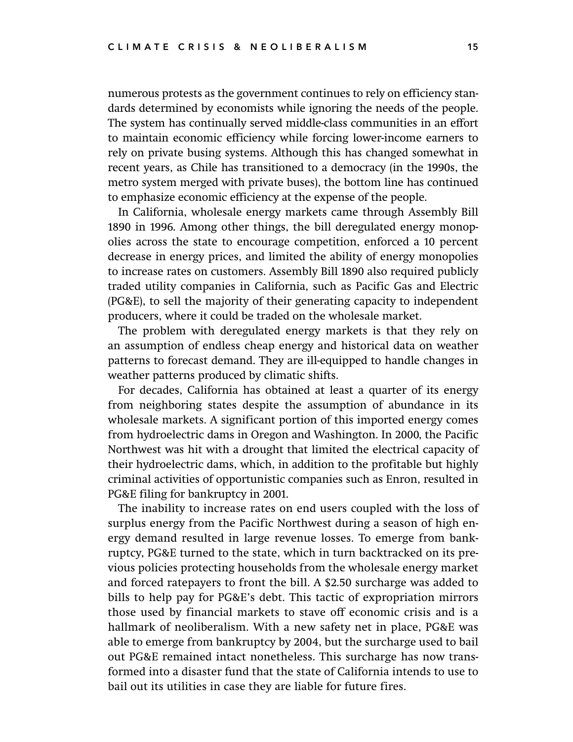numerous protests as the government continues to rely on efficiency standards determined by economists while ignoring the needs of the people. The system has continually served middle-class communities in an effort to maintain economic efficiency while forcing lower-income earners to rely on private busing systems. Although this has changed somewhat in recent years, as Chile has transitioned to a democracy (in the 1990s, the metro system merged with private buses), the bottom line has continued to emphasize economic efficiency at the expense of the people.

In California, wholesale energy markets came through Assembly Bill 1890 in 1996. Among other things, the bill deregulated energy monopolies across the state to encourage competition, enforced a 10 percent decrease in energy prices, and limited the ability of energy monopolies to increase rates on customers. Assembly Bill 1890 also required publicly traded utility companies in California, such as Pacific Gas and Electric (PG&E), to sell the majority of their generating capacity to independent producers, where it could be traded on the wholesale market.

The problem with deregulated energy markets is that they rely on an assumption of endless cheap energy and historical data on weather patterns to forecast demand. They are ill-equipped to handle changes in weather patterns produced by climatic shifts.

For decades, California has obtained at least a quarter of its energy from neighboring states despite the assumption of abundance in its wholesale markets. A significant portion of this imported energy comes from hydroelectric dams in Oregon and Washington. In 2000, the Pacific Northwest was hit with a drought that limited the electrical capacity of their hydroelectric dams, which, in addition to the profitable but highly criminal activities of opportunistic companies such as Enron, resulted in PG&E filing for bankruptcy in 2001.

The inability to increase rates on end users coupled with the loss of surplus energy from the Pacific Northwest during a season of high energy demand resulted in large revenue losses. To emerge from bankruptcy, PG&E turned to the state, which in turn backtracked on its previous policies protecting households from the wholesale energy market and forced ratepayers to front the bill. A $2.50 surcharge was added to bills to help pay for PG&E's debt. This tactic of expropriation mirrors those used by financial markets to stave off economic crisis and is a hallmark of neoliberalism. With a new safety net in place, PG&E was able to emerge from bankruptcy by 2004, but the surcharge used to bail out PG&E remained intact nonetheless. This surcharge has now transformed into a disaster fund that the state of California intends to use to bail out its utilities in case they are liable for future fires.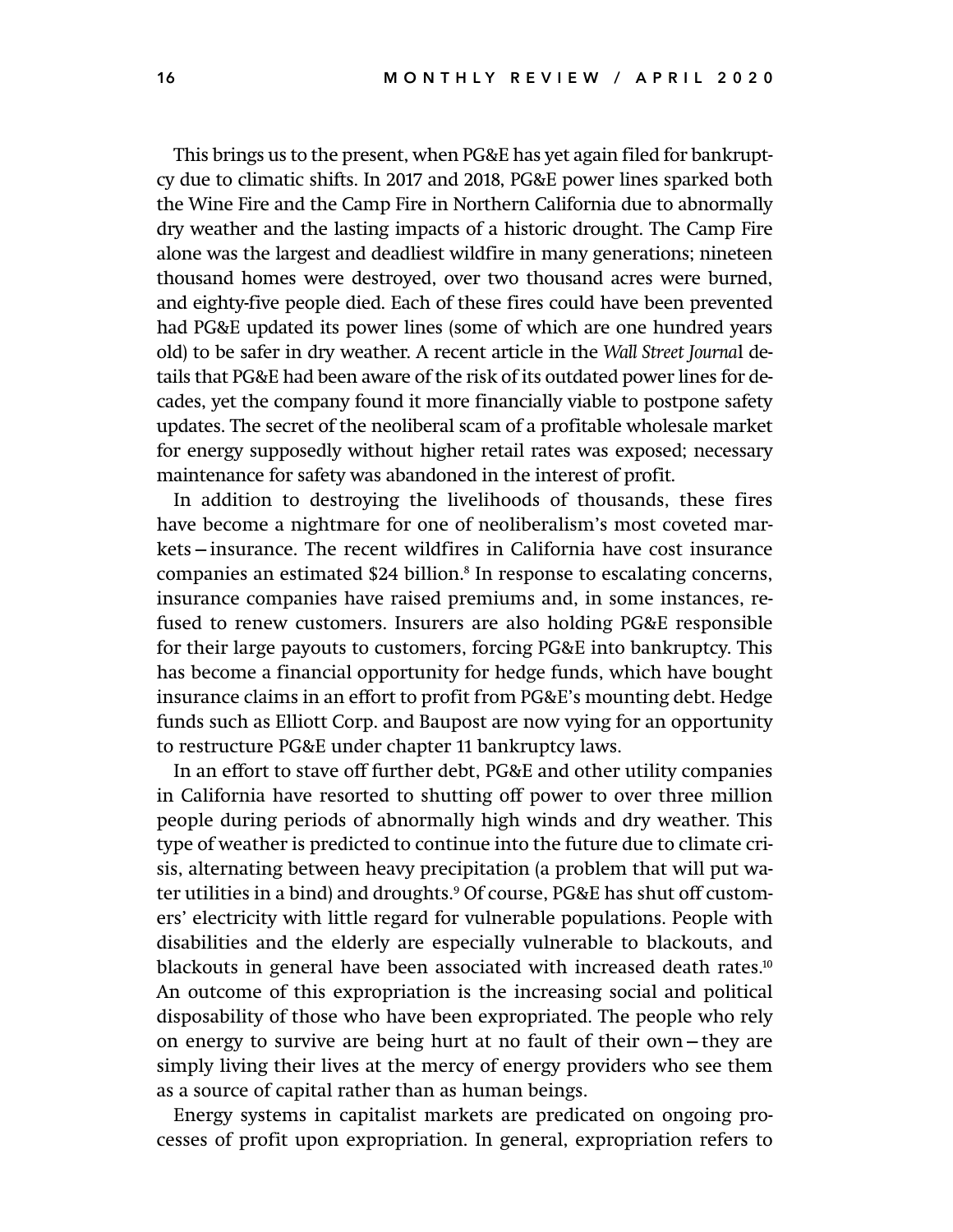This brings us to the present, when PG&E has yet again filed for bankruptcy due to climatic shifts. In 2017 and 2018, PG&E power lines sparked both the Wine Fire and the Camp Fire in Northern California due to abnormally dry weather and the lasting impacts of a historic drought. The Camp Fire alone was the largest and deadliest wildfire in many generations; nineteen thousand homes were destroyed, over two thousand acres were burned, and eighty-five people died. Each of these fires could have been prevented had PG&E updated its power lines (some of which are one hundred years old) to be safer in dry weather. A recent article in the *Wall Street Journal* details that PG&E had been aware of the risk of its outdated power lines for decades, yet the company found it more financially viable to postpone safety updates. The secret of the neoliberal scam of a profitable wholesale market for energy supposedly without higher retail rates was exposed; necessary maintenance for safety was abandoned in the interest of profit.

In addition to destroying the livelihoods of thousands, these fires have become a nightmare for one of neoliberalism's most coveted markets—insurance. The recent wildfires in California have cost insurance companies an estimated $24 billion.[8] In response to escalating concerns, insurance companies have raised premiums and, in some instances, refused to renew customers. Insurers are also holding PG&E responsible for their large payouts to customers, forcing PG&E into bankruptcy. This has become a financial opportunity for hedge funds, which have bought insurance claims in an effort to profit from PG&E's mounting debt. Hedge funds such as Elliott Corp. and Baupost are now vying for an opportunity to restructure PG&E under chapter 11 bankruptcy laws.

In an effort to stave off further debt, PG&E and other utility companies in California have resorted to shutting off power to over three million people during periods of abnormally high winds and dry weather. This type of weather is predicted to continue into the future due to climate crisis, alternating between heavy precipitation (a problem that will put water utilities in a bind) and droughts.[9] Of course, PG&E has shut off customers' electricity with little regard for vulnerable populations. People with disabilities and the elderly are especially vulnerable to blackouts, and blackouts in general have been associated with increased death rates.[10] An outcome of this expropriation is the increasing social and political disposability of those who have been expropriated. The people who rely on energy to survive are being hurt at no fault of their own—they are simply living their lives at the mercy of energy providers who see them as a source of capital rather than as human beings.

Energy systems in capitalist markets are predicated on ongoing processes of profit upon expropriation. In general, expropriation refers to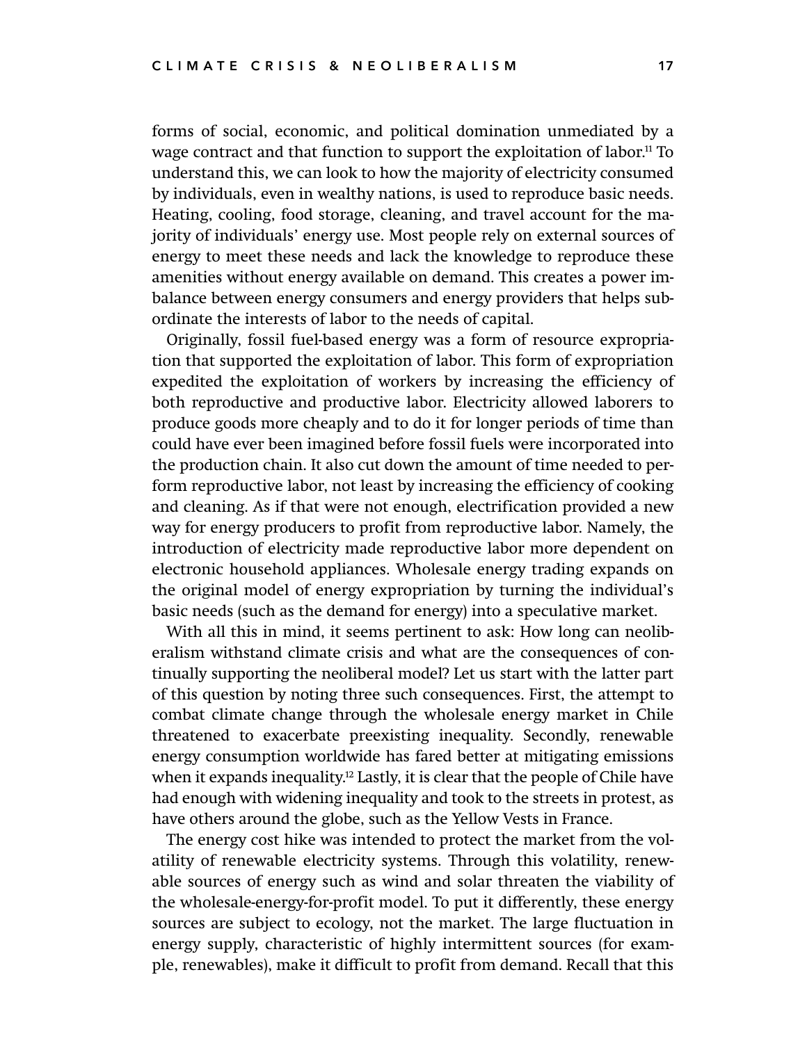forms of social, economic, and political domination unmediated by a wage contract and that function to support the exploitation of labor.[11] To understand this, we can look to how the majority of electricity consumed by individuals, even in wealthy nations, is used to reproduce basic needs. Heating, cooling, food storage, cleaning, and travel account for the majority of individuals' energy use. Most people rely on external sources of energy to meet these needs and lack the knowledge to reproduce these amenities without energy available on demand. This creates a power imbalance between energy consumers and energy providers that helps subordinate the interests of labor to the needs of capital.

Originally, fossil fuel-based energy was a form of resource expropriation that supported the exploitation of labor. This form of expropriation expedited the exploitation of workers by increasing the efficiency of both reproductive and productive labor. Electricity allowed laborers to produce goods more cheaply and to do it for longer periods of time than could have ever been imagined before fossil fuels were incorporated into the production chain. It also cut down the amount of time needed to perform reproductive labor, not least by increasing the efficiency of cooking and cleaning. As if that were not enough, electrification provided a new way for energy producers to profit from reproductive labor. Namely, the introduction of electricity made reproductive labor more dependent on electronic household appliances. Wholesale energy trading expands on the original model of energy expropriation by turning the individual's basic needs (such as the demand for energy) into a speculative market.

With all this in mind, it seems pertinent to ask: How long can neoliberalism withstand climate crisis and what are the consequences of continually supporting the neoliberal model? Let us start with the latter part of this question by noting three such consequences. First, the attempt to combat climate change through the wholesale energy market in Chile threatened to exacerbate preexisting inequality. Secondly, renewable energy consumption worldwide has fared better at mitigating emissions when it expands inequality.[12] Lastly, it is clear that the people of Chile have had enough with widening inequality and took to the streets in protest, as have others around the globe, such as the Yellow Vests in France.

The energy cost hike was intended to protect the market from the volatility of renewable electricity systems. Through this volatility, renewable sources of energy such as wind and solar threaten the viability of the wholesale-energy-for-profit model. To put it differently, these energy sources are subject to ecology, not the market. The large fluctuation in energy supply, characteristic of highly intermittent sources (for example, renewables), make it difficult to profit from demand. Recall that this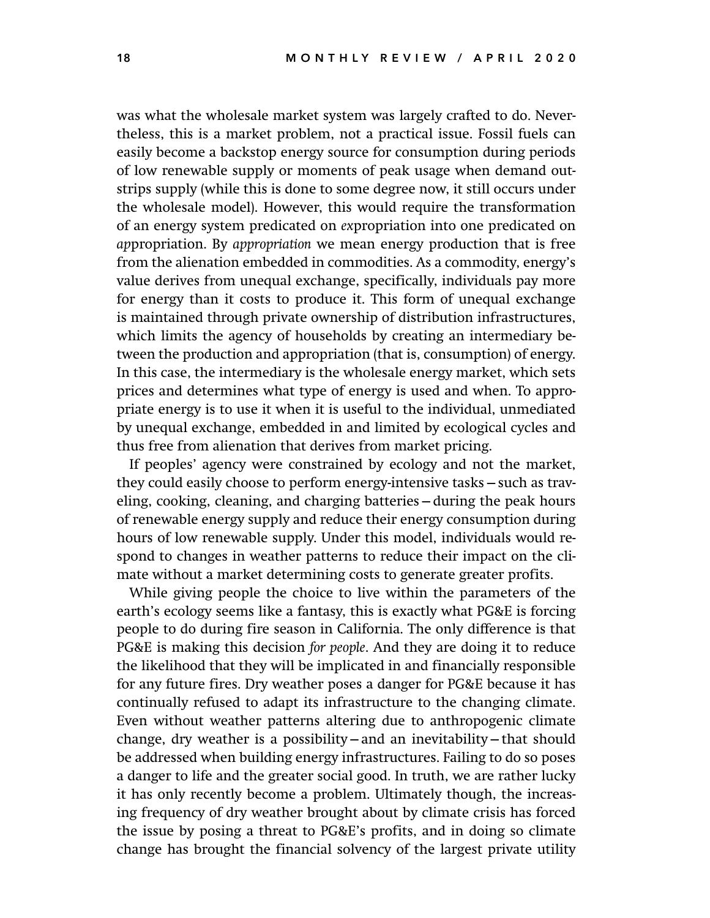was what the wholesale market system was largely crafted to do. Nevertheless, this is a market problem, not a practical issue. Fossil fuels can easily become a backstop energy source for consumption during periods of low renewable supply or moments of peak usage when demand outstrips supply (while this is done to some degree now, it still occurs under the wholesale model). However, this would require the transformation of an energy system predicated on *ex*propriation into one predicated on *ap*propriation. By *appropriation* we mean energy production that is free from the alienation embedded in commodities. As a commodity, energy's value derives from unequal exchange, specifically, individuals pay more for energy than it costs to produce it. This form of unequal exchange is maintained through private ownership of distribution infrastructures, which limits the agency of households by creating an intermediary between the production and appropriation (that is, consumption) of energy. In this case, the intermediary is the wholesale energy market, which sets prices and determines what type of energy is used and when. To appropriate energy is to use it when it is useful to the individual, unmediated by unequal exchange, embedded in and limited by ecological cycles and thus free from alienation that derives from market pricing.

If peoples' agency were constrained by ecology and not the market, they could easily choose to perform energy-intensive tasks—such as traveling, cooking, cleaning, and charging batteries—during the peak hours of renewable energy supply and reduce their energy consumption during hours of low renewable supply. Under this model, individuals would respond to changes in weather patterns to reduce their impact on the climate without a market determining costs to generate greater profits.

While giving people the choice to live within the parameters of the earth's ecology seems like a fantasy, this is exactly what PG&E is forcing people to do during fire season in California. The only difference is that PG&E is making this decision *for people*. And they are doing it to reduce the likelihood that they will be implicated in and financially responsible for any future fires. Dry weather poses a danger for PG&E because it has continually refused to adapt its infrastructure to the changing climate. Even without weather patterns altering due to anthropogenic climate change, dry weather is a possibility—and an inevitability—that should be addressed when building energy infrastructures. Failing to do so poses a danger to life and the greater social good. In truth, we are rather lucky it has only recently become a problem. Ultimately though, the increasing frequency of dry weather brought about by climate crisis has forced the issue by posing a threat to PG&E's profits, and in doing so climate change has brought the financial solvency of the largest private utility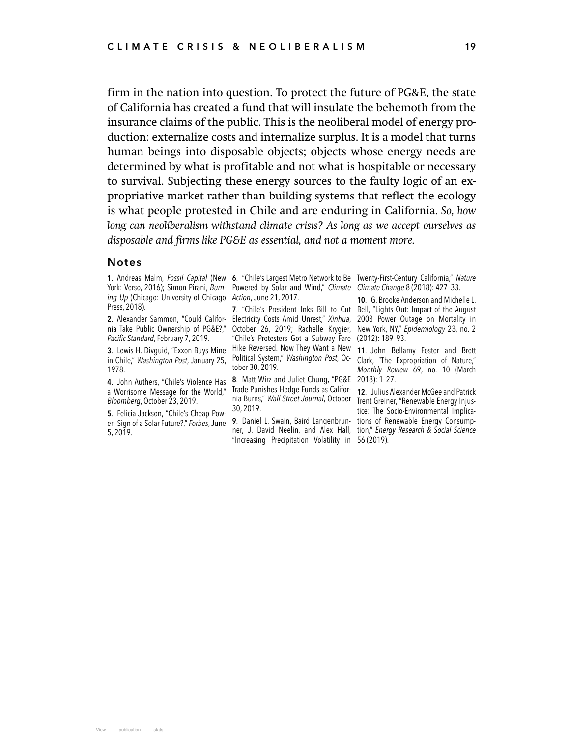firm in the nation into question. To protect the future of PG&E, the state of California has created a fund that will insulate the behemoth from the insurance claims of the public. This is the neoliberal model of energy production: externalize costs and internalize surplus. It is a model that turns human beings into disposable objects; objects whose energy needs are determined by what is profitable and not what is hospitable or necessary to survival. Subjecting these energy sources to the faulty logic of an expropriative market rather than building systems that reflect the ecology is what people protested in Chile and are enduring in California. *So, how long can neoliberalism withstand climate crisis? As long as we accept ourselves as disposable and firms like PG&E as essential, and not a moment more.*

## Notes

**1**. Andreas Malm, *Fossil Capital* (New York: Verso, 2016); Simon Pirani, *Burning Up* (Chicago: University of Chicago Press, 2018).

**2**. Alexander Sammon, "Could California Take Public Ownership of PG&E?," *Pacific Standard*, February 7, 2019.

**3**. Lewis H. Divguid, "Exxon Buys Mine in Chile," *Washington Post*, January 25, 1978.

**4**. John Authers, "Chile's Violence Has a Worrisome Message for the World," *Bloomberg*, October 23, 2019.

**5**. Felicia Jackson, "Chile's Cheap Power—Sign of a Solar Future?," *Forbes*, June 5, 2019.

**6**. "Chile's Largest Metro Network to Be Powered by Solar and Wind," *Climate Action*, June 21, 2017.

**7**. "Chile's President Inks Bill to Cut Electricity Costs Amid Unrest," *Xinhua*, October 26, 2019; Rachelle Krygier, "Chile's Protesters Got a Subway Fare Hike Reversed. Now They Want a New Political System," *Washington Post*, October 30, 2019.

**8**. Matt Wirz and Juliet Chung, "PG&E Trade Punishes Hedge Funds as California Burns," *Wall Street Journal*, October 30, 2019.

**9**. Daniel L. Swain, Baird Langenbrunner, J. David Neelin, and Alex Hall, "Increasing Precipitation Volatility in Twenty-First-Century California," *Nature Climate Change* 8 (2018): 427–33.

**10**. G. Brooke Anderson and Michelle L. Bell, "Lights Out: Impact of the August 2003 Power Outage on Mortality in New York, NY," *Epidemiology* 23, no. 2 (2012): 189–93.

**11**. John Bellamy Foster and Brett Clark, "The Expropriation of Nature," *Monthly Review* 69, no. 10 (March 2018): 1–27.

**12**. Julius Alexander McGee and Patrick Trent Greiner, "Renewable Energy Injustice: The Socio-Environmental Implications of Renewable Energy Consumption," *Energy Research & Social Science* 56 (2019).